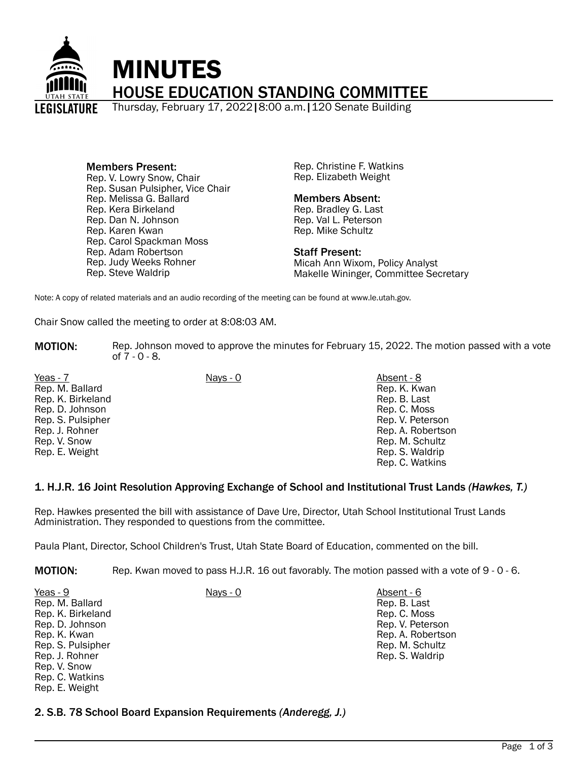# MINUTES

## HOUSE EDUCATION STANDING COMMITTEE

Thursday, February 17, 2022 | 8:00 a.m. | 120 Senate Building

**Members Present:**
Rep. V. Lowry Snow, Chair
Rep. Susan Pulsipher, Vice Chair
Rep. Melissa G. Ballard
Rep. Kera Birkeland
Rep. Dan N. Johnson
Rep. Karen Kwan
Rep. Carol Spackman Moss
Rep. Adam Robertson
Rep. Judy Weeks Rohner
Rep. Steve Waldrip
Rep. Christine F. Watkins
Rep. Elizabeth Weight

**Members Absent:**
Rep. Bradley G. Last
Rep. Val L. Peterson
Rep. Mike Schultz

**Staff Present:**
Micah Ann Wixom, Policy Analyst
Makelle Wininger, Committee Secretary

Note: A copy of related materials and an audio recording of the meeting can be found at www.le.utah.gov.

Chair Snow called the meeting to order at 8:08:03 AM.

**MOTION:** Rep. Johnson moved to approve the minutes for February 15, 2022. The motion passed with a vote of 7 - 0 - 8.

| Yeas - 7 | Nays - 0 | Absent - 8 |
|---|---|---|
| Rep. M. Ballard | | Rep. K. Kwan |
| Rep. K. Birkeland | | Rep. B. Last |
| Rep. D. Johnson | | Rep. C. Moss |
| Rep. S. Pulsipher | | Rep. V. Peterson |
| Rep. J. Rohner | | Rep. A. Robertson |
| Rep. V. Snow | | Rep. M. Schultz |
| Rep. E. Weight | | Rep. S. Waldrip |
| | | Rep. C. Watkins |

### 1. H.J.R. 16 Joint Resolution Approving Exchange of School and Institutional Trust Lands *(Hawkes, T.)*

Rep. Hawkes presented the bill with assistance of Dave Ure, Director, Utah School Institutional Trust Lands Administration. They responded to questions from the committee.

Paula Plant, Director, School Children's Trust, Utah State Board of Education, commented on the bill.

**MOTION:** Rep. Kwan moved to pass H.J.R. 16 out favorably. The motion passed with a vote of 9 - 0 - 6.

| Yeas - 9 | Nays - 0 | Absent - 6 |
|---|---|---|
| Rep. M. Ballard | | Rep. B. Last |
| Rep. K. Birkeland | | Rep. C. Moss |
| Rep. D. Johnson | | Rep. V. Peterson |
| Rep. K. Kwan | | Rep. A. Robertson |
| Rep. S. Pulsipher | | Rep. M. Schultz |
| Rep. J. Rohner | | Rep. S. Waldrip |
| Rep. V. Snow | | |
| Rep. C. Watkins | | |
| Rep. E. Weight | | |

### 2. S.B. 78 School Board Expansion Requirements *(Anderegg, J.)*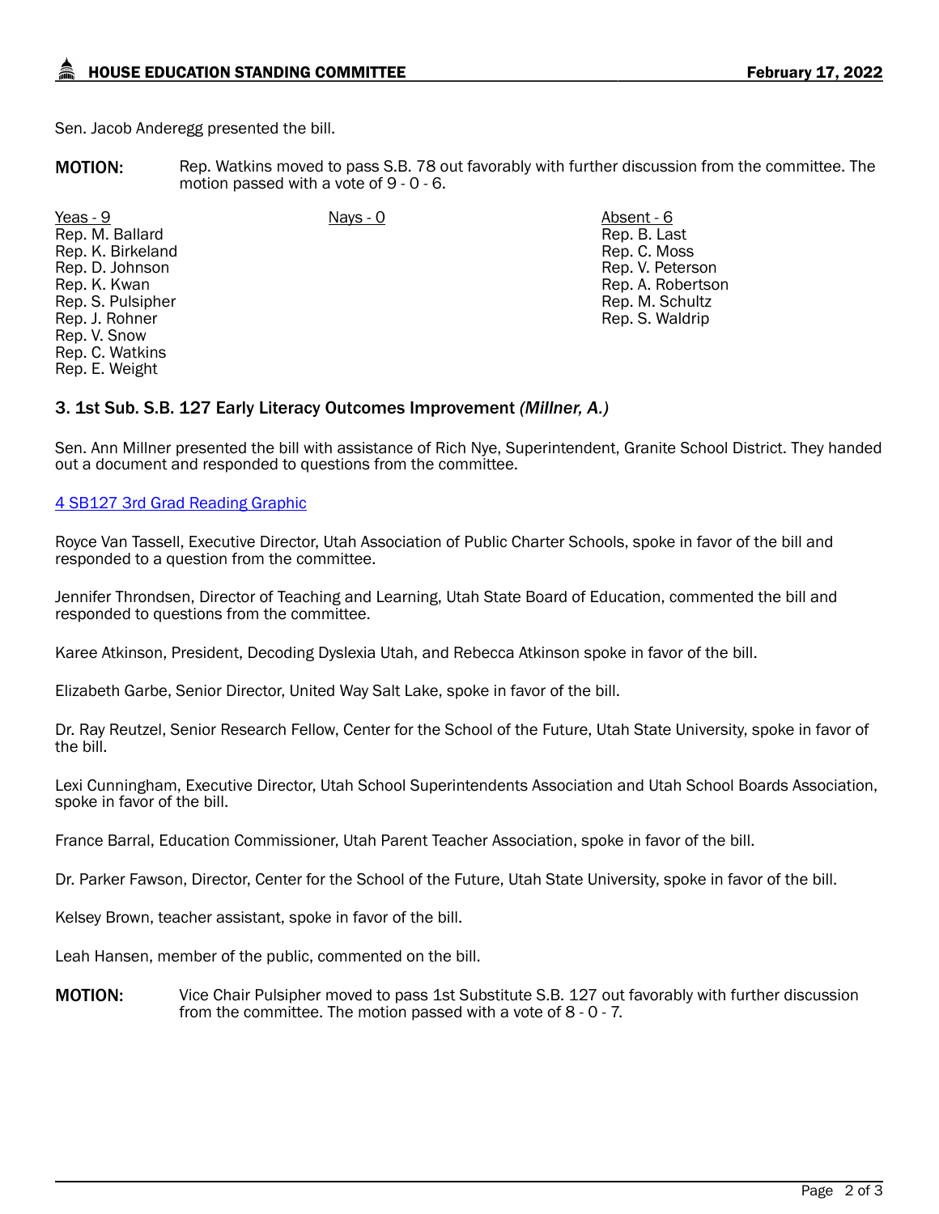Sen. Jacob Anderegg presented the bill.

**MOTION:** Rep. Watkins moved to pass S.B. 78 out favorably with further discussion from the committee. The motion passed with a vote of 9 - 0 - 6.

| Yeas - 9 | Nays - 0 | Absent - 6 |
|---|---|---|
| Rep. M. Ballard | | Rep. B. Last |
| Rep. K. Birkeland | | Rep. C. Moss |
| Rep. D. Johnson | | Rep. V. Peterson |
| Rep. K. Kwan | | Rep. A. Robertson |
| Rep. S. Pulsipher | | Rep. M. Schultz |
| Rep. J. Rohner | | Rep. S. Waldrip |
| Rep. V. Snow | | |
| Rep. C. Watkins | | |
| Rep. E. Weight | | |

### 3. 1st Sub. S.B. 127 Early Literacy Outcomes Improvement *(Millner, A.)*

Sen. Ann Millner presented the bill with assistance of Rich Nye, Superintendent, Granite School District. They handed out a document and responded to questions from the committee.

4 SB127 3rd Grad Reading Graphic

Royce Van Tassell, Executive Director, Utah Association of Public Charter Schools, spoke in favor of the bill and responded to a question from the committee.

Jennifer Throndsen, Director of Teaching and Learning, Utah State Board of Education, commented the bill and responded to questions from the committee.

Karee Atkinson, President, Decoding Dyslexia Utah, and Rebecca Atkinson spoke in favor of the bill.

Elizabeth Garbe, Senior Director, United Way Salt Lake, spoke in favor of the bill.

Dr. Ray Reutzel, Senior Research Fellow, Center for the School of the Future, Utah State University, spoke in favor of the bill.

Lexi Cunningham, Executive Director, Utah School Superintendents Association and Utah School Boards Association, spoke in favor of the bill.

France Barral, Education Commissioner, Utah Parent Teacher Association, spoke in favor of the bill.

Dr. Parker Fawson, Director, Center for the School of the Future, Utah State University, spoke in favor of the bill.

Kelsey Brown, teacher assistant, spoke in favor of the bill.

Leah Hansen, member of the public, commented on the bill.

**MOTION:** Vice Chair Pulsipher moved to pass 1st Substitute S.B. 127 out favorably with further discussion from the committee. The motion passed with a vote of 8 - 0 - 7.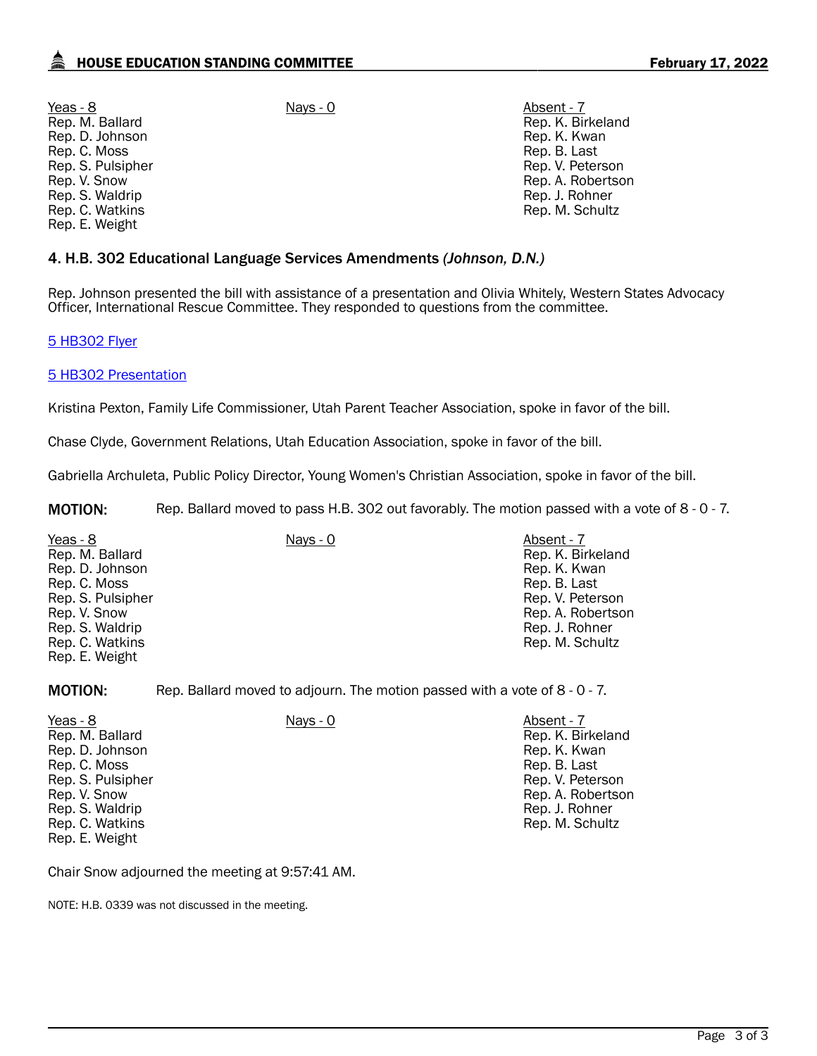| Yeas - 8 | Nays - 0 | Absent - 7 |
|---|---|---|
| Rep. M. Ballard | | Rep. K. Birkeland |
| Rep. D. Johnson | | Rep. K. Kwan |
| Rep. C. Moss | | Rep. B. Last |
| Rep. S. Pulsipher | | Rep. V. Peterson |
| Rep. V. Snow | | Rep. A. Robertson |
| Rep. S. Waldrip | | Rep. J. Rohner |
| Rep. C. Watkins | | Rep. M. Schultz |
| Rep. E. Weight | | |

### 4. H.B. 302 Educational Language Services Amendments *(Johnson, D.N.)*

Rep. Johnson presented the bill with assistance of a presentation and Olivia Whitely, Western States Advocacy Officer, International Rescue Committee. They responded to questions from the committee.

5 HB302 Flyer

5 HB302 Presentation

Kristina Pexton, Family Life Commissioner, Utah Parent Teacher Association, spoke in favor of the bill.

Chase Clyde, Government Relations, Utah Education Association, spoke in favor of the bill.

Gabriella Archuleta, Public Policy Director, Young Women's Christian Association, spoke in favor of the bill.

**MOTION:** Rep. Ballard moved to pass H.B. 302 out favorably. The motion passed with a vote of 8 - 0 - 7.

| Yeas - 8 | Nays - 0 | Absent - 7 |
|---|---|---|
| Rep. M. Ballard | | Rep. K. Birkeland |
| Rep. D. Johnson | | Rep. K. Kwan |
| Rep. C. Moss | | Rep. B. Last |
| Rep. S. Pulsipher | | Rep. V. Peterson |
| Rep. V. Snow | | Rep. A. Robertson |
| Rep. S. Waldrip | | Rep. J. Rohner |
| Rep. C. Watkins | | Rep. M. Schultz |
| Rep. E. Weight | | |

**MOTION:** Rep. Ballard moved to adjourn. The motion passed with a vote of 8 - 0 - 7.

| Yeas - 8 | Nays - 0 | Absent - 7 |
|---|---|---|
| Rep. M. Ballard | | Rep. K. Birkeland |
| Rep. D. Johnson | | Rep. K. Kwan |
| Rep. C. Moss | | Rep. B. Last |
| Rep. S. Pulsipher | | Rep. V. Peterson |
| Rep. V. Snow | | Rep. A. Robertson |
| Rep. S. Waldrip | | Rep. J. Rohner |
| Rep. C. Watkins | | Rep. M. Schultz |
| Rep. E. Weight | | |

Chair Snow adjourned the meeting at 9:57:41 AM.

NOTE: H.B. 0339 was not discussed in the meeting.